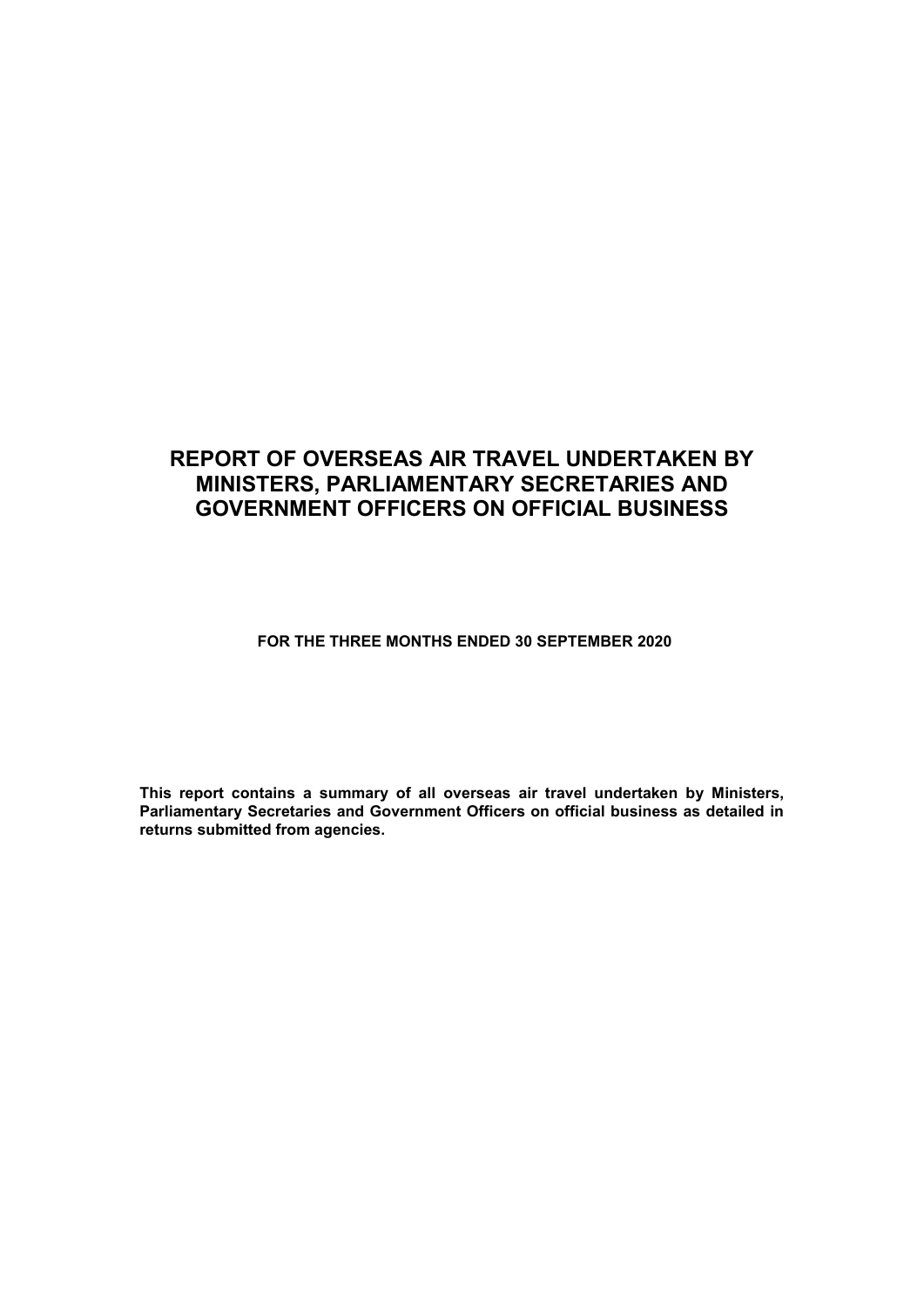# REPORT OF OVERSEAS AIR TRAVEL UNDERTAKEN BY MINISTERS, PARLIAMENTARY SECRETARIES AND GOVERNMENT OFFICERS ON OFFICIAL BUSINESS

**FOR THE THREE MONTHS ENDED 30 SEPTEMBER 2020**

**This report contains a summary of all overseas air travel undertaken by Ministers, Parliamentary Secretaries and Government Officers on official business as detailed in returns submitted from agencies.**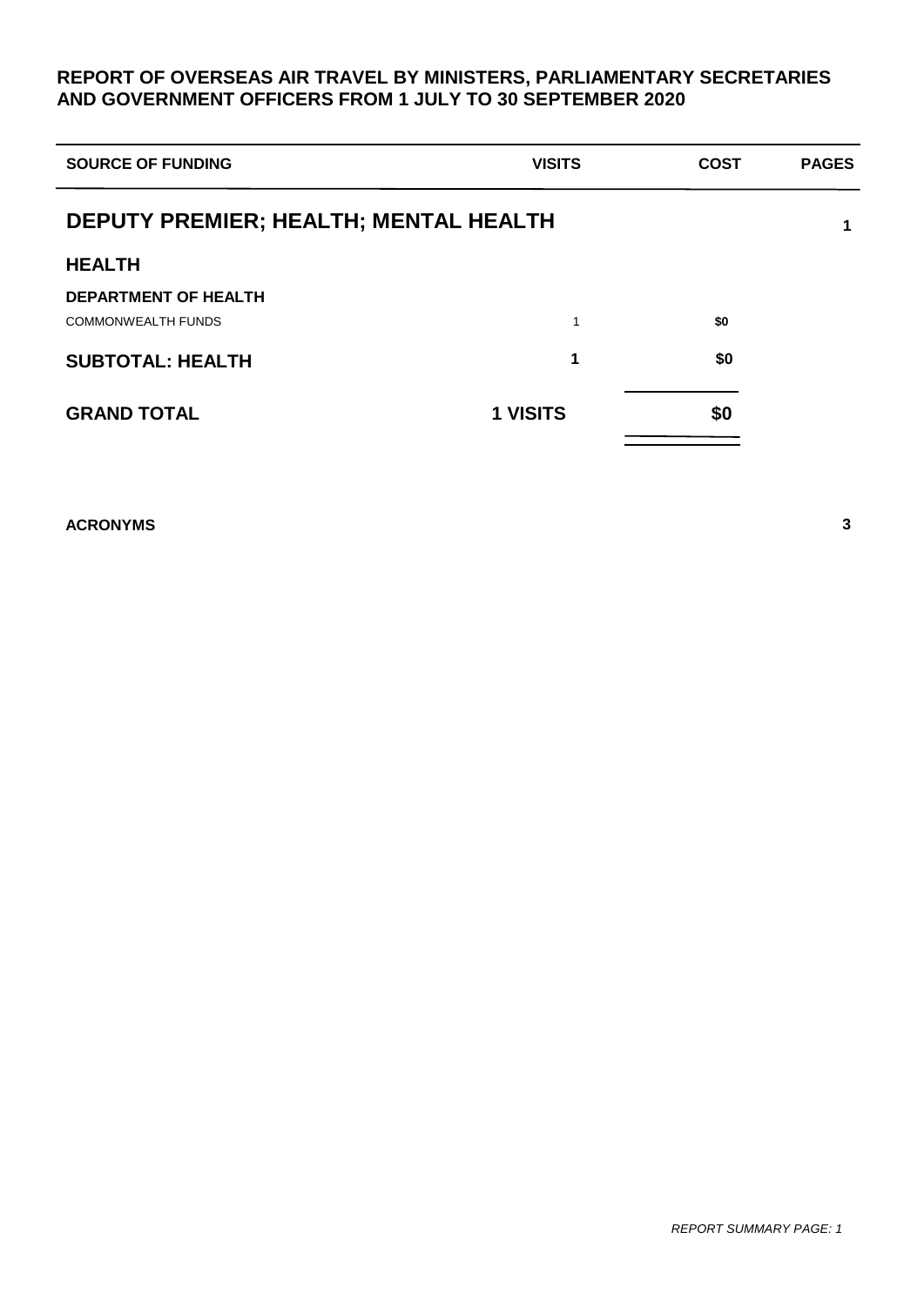# REPORT OF OVERSEAS AIR TRAVEL BY MINISTERS, PARLIAMENTARY SECRETARIES AND GOVERNMENT OFFICERS FROM 1 JULY TO 30 SEPTEMBER 2020

| SOURCE OF FUNDING | VISITS | COST | PAGES |
|---|---|---|---|
| **DEPUTY PREMIER; HEALTH; MENTAL HEALTH** | | | **1** |
| **HEALTH** | | | |
| **DEPARTMENT OF HEALTH** | | | |
| COMMONWEALTH FUNDS | 1 | **$0** | |
| **SUBTOTAL: HEALTH** | **1** | **$0** | |
| **GRAND TOTAL** | **1 VISITS** | **$0** | |

**ACRONYMS** **3**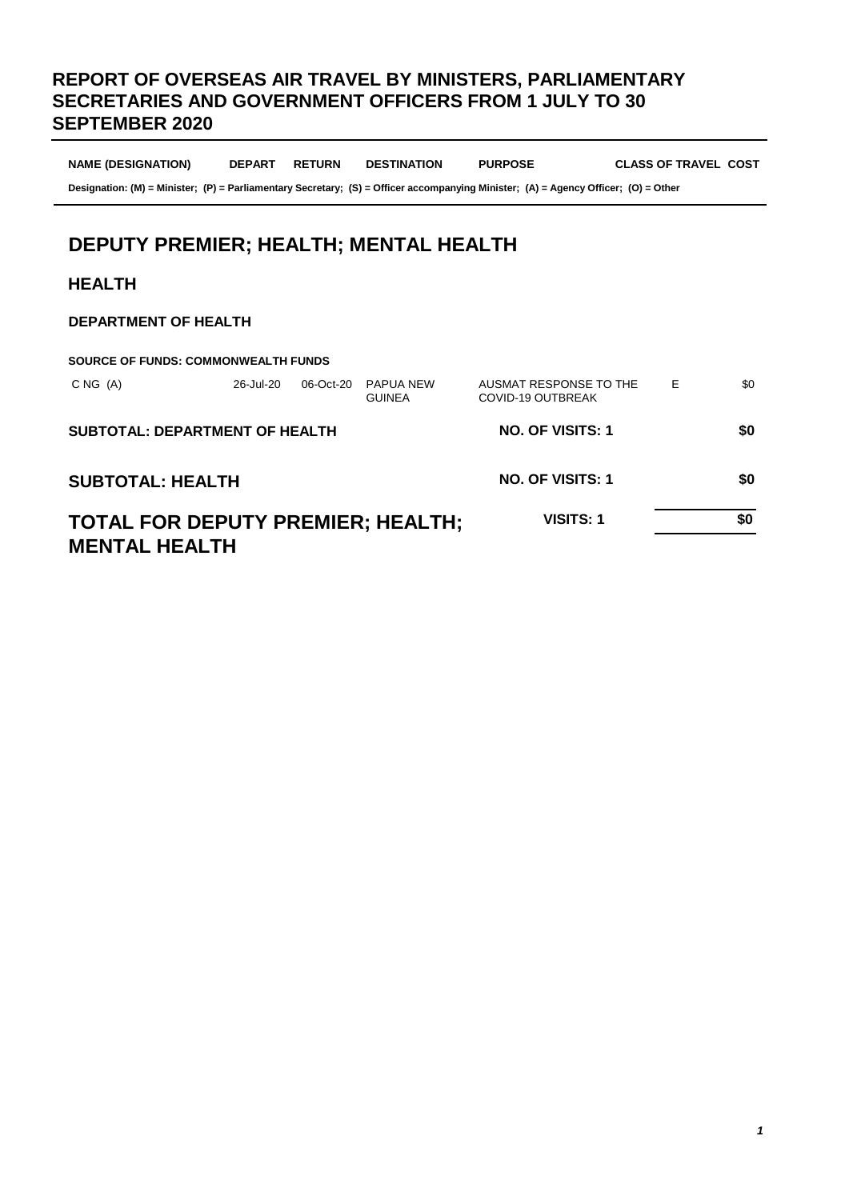# REPORT OF OVERSEAS AIR TRAVEL BY MINISTERS, PARLIAMENTARY SECRETARIES AND GOVERNMENT OFFICERS FROM 1 JULY TO 30 SEPTEMBER 2020

| NAME (DESIGNATION) | DEPART | RETURN | DESTINATION | PURPOSE | CLASS OF TRAVEL | COST |
|---|---|---|---|---|---|---|

**Designation: (M) = Minister; (P) = Parliamentary Secretary; (S) = Officer accompanying Minister; (A) = Agency Officer; (O) = Other**

## DEPUTY PREMIER; HEALTH; MENTAL HEALTH

### HEALTH

#### DEPARTMENT OF HEALTH

**SOURCE OF FUNDS: COMMONWEALTH FUNDS**

| NAME (DESIGNATION) | DEPART | RETURN | DESTINATION | PURPOSE | CLASS OF TRAVEL | COST |
|---|---|---|---|---|---|---|
| C NG (A) | 26-Jul-20 | 06-Oct-20 | PAPUA NEW GUINEA | AUSMAT RESPONSE TO THE COVID-19 OUTBREAK | E | $0 |
| **SUBTOTAL: DEPARTMENT OF HEALTH** | | | | **NO. OF VISITS: 1** | | **$0** |
| **SUBTOTAL: HEALTH** | | | | **NO. OF VISITS: 1** | | **$0** |
| **TOTAL FOR DEPUTY PREMIER; HEALTH; MENTAL HEALTH** | | | | **VISITS: 1** | | **$0** |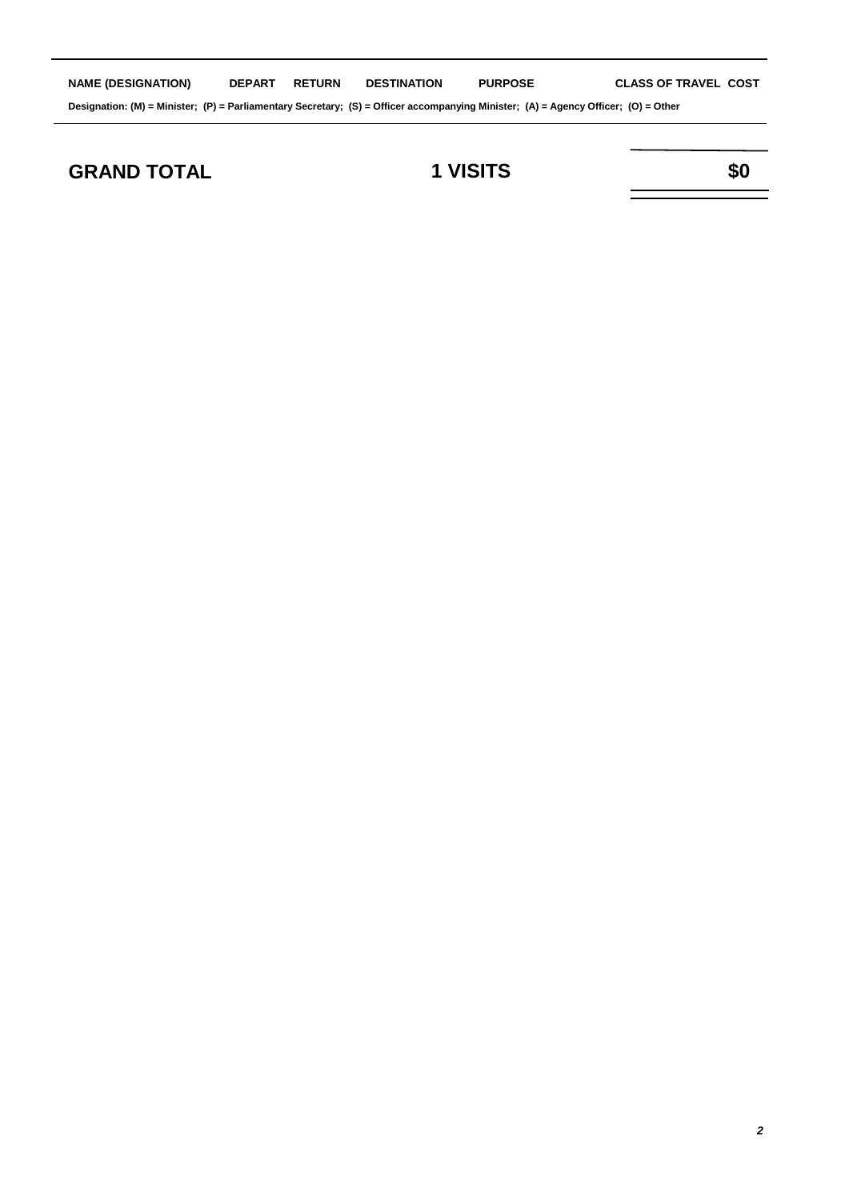| NAME (DESIGNATION) | DEPART | RETURN | DESTINATION | PURPOSE | CLASS OF TRAVEL | COST |
|---|---|---|---|---|---|---|

**Designation: (M) = Minister; (P) = Parliamentary Secretary; (S) = Officer accompanying Minister; (A) = Agency Officer; (O) = Other**

| **GRAND TOTAL** | **1 VISITS** | **$0** |
|---|---|---|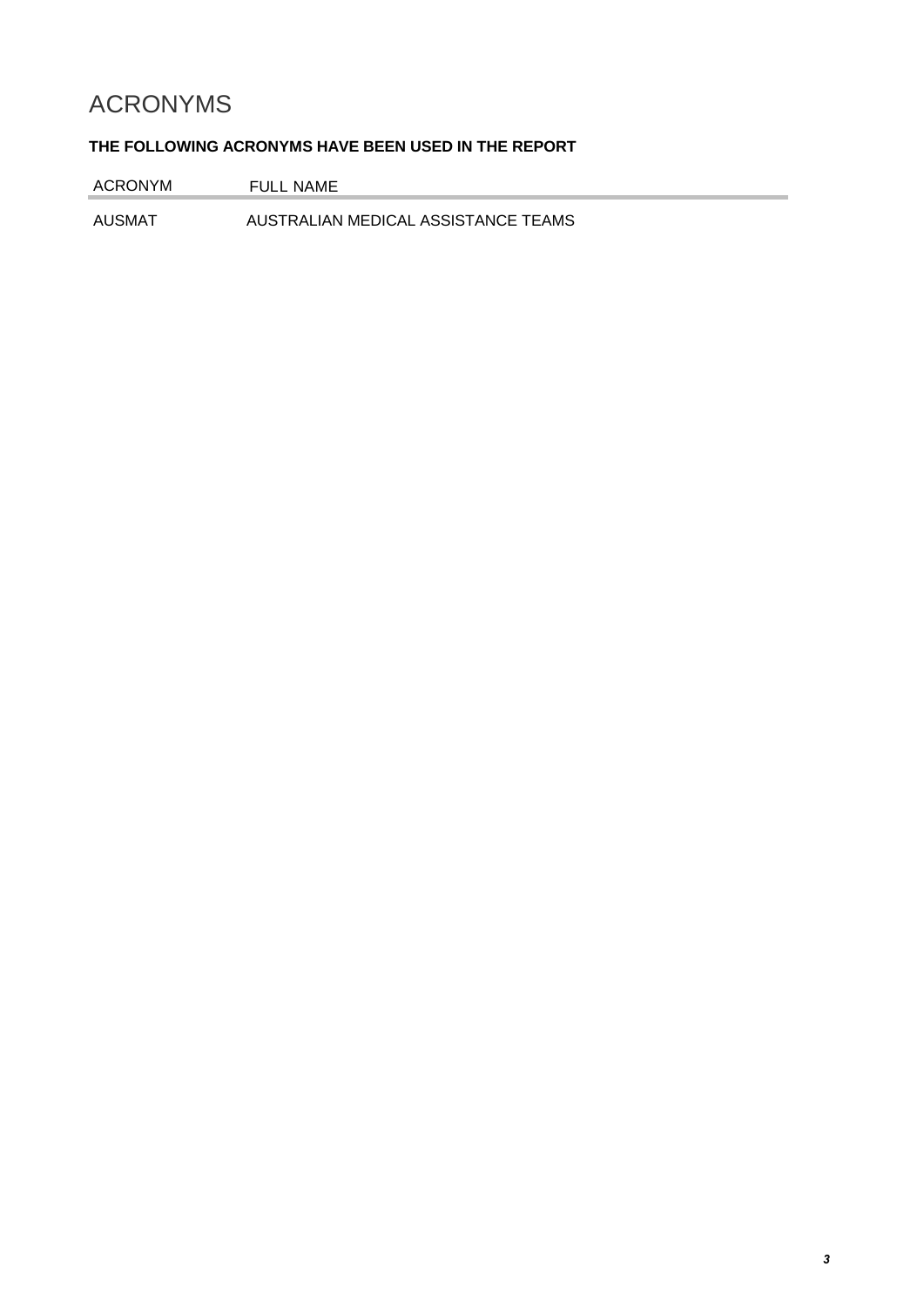# ACRONYMS

**THE FOLLOWING ACRONYMS HAVE BEEN USED IN THE REPORT**

| ACRONYM | FULL NAME |
|---|---|
| AUSMAT | AUSTRALIAN MEDICAL ASSISTANCE TEAMS |